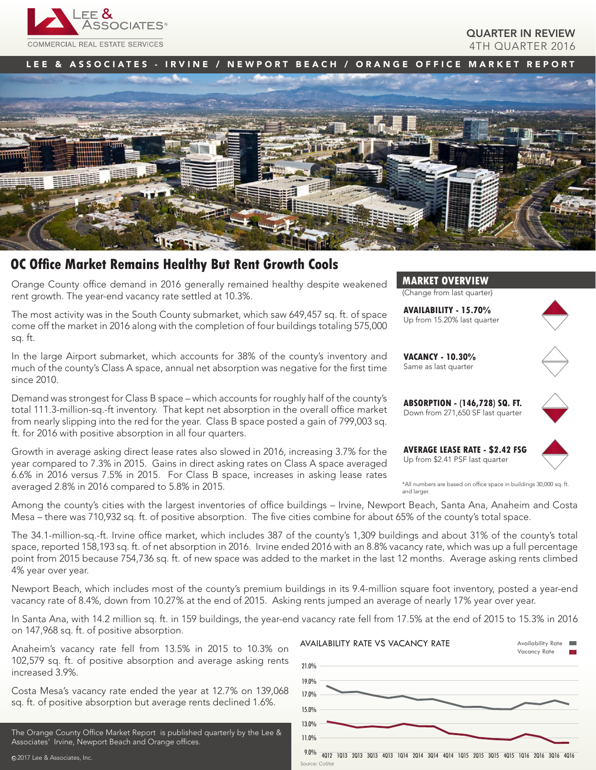LEE & ASSOCIATES
COMMERCIAL REAL ESTATE SERVICES

QUARTER IN REVIEW
4TH QUARTER 2016

LEE & ASSOCIATES - IRVINE / NEWPORT BEACH / ORANGE OFFICE MARKET REPORT

# OC Office Market Remains Healthy But Rent Growth Cools

Orange County office demand in 2016 generally remained healthy despite weakened rent growth. The year-end vacancy rate settled at 10.3%.

The most activity was in the South County submarket, which saw 649,457 sq. ft. of space come off the market in 2016 along with the completion of four buildings totaling 575,000 sq. ft.

In the large Airport submarket, which accounts for 38% of the county's inventory and much of the county's Class A space, annual net absorption was negative for the first time since 2010.

Demand was strongest for Class B space – which accounts for roughly half of the county's total 111.3-million-sq.-ft inventory. That kept net absorption in the overall office market from nearly slipping into the red for the year. Class B space posted a gain of 799,003 sq. ft. for 2016 with positive absorption in all four quarters.

Growth in average asking direct lease rates also slowed in 2016, increasing 3.7% for the year compared to 7.3% in 2015. Gains in direct asking rates on Class A space averaged 6.6% in 2016 versus 7.5% in 2015. For Class B space, increases in asking lease rates averaged 2.8% in 2016 compared to 5.8% in 2015.

## MARKET OVERVIEW

(Change from last quarter)

**AVAILABILITY - 15.70%**
Up from 15.20% last quarter

**VACANCY - 10.30%**
Same as last quarter

**ABSORPTION - (146,728) SQ. FT.**
Down from 271,650 SF last quarter

**AVERAGE LEASE RATE - $2.42 FSG**
Up from $2.41 PSF last quarter

*All numbers are based on office space in buildings 30,000 sq. ft. and larger.

Among the county's cities with the largest inventories of office buildings – Irvine, Newport Beach, Santa Ana, Anaheim and Costa Mesa – there was 710,932 sq. ft. of positive absorption. The five cities combine for about 65% of the county's total space.

The 34.1-million-sq.-ft. Irvine office market, which includes 387 of the county's 1,309 buildings and about 31% of the county's total space, reported 158,193 sq. ft. of net absorption in 2016. Irvine ended 2016 with an 8.8% vacancy rate, which was up a full percentage point from 2015 because 754,736 sq. ft. of new space was added to the market in the last 12 months. Average asking rents climbed 4% year over year.

Newport Beach, which includes most of the county's premium buildings in its 9.4-million square foot inventory, posted a year-end vacancy rate of 8.4%, down from 10.27% at the end of 2015. Asking rents jumped an average of nearly 17% year over year.

In Santa Ana, with 14.2 million sq. ft. in 159 buildings, the year-end vacancy rate fell from 17.5% at the end of 2015 to 15.3% in 2016 on 147,968 sq. ft. of positive absorption.

Anaheim's vacancy rate fell from 13.5% in 2015 to 10.3% on 102,579 sq. ft. of positive absorption and average asking rents increased 3.9%.

Costa Mesa's vacancy rate ended the year at 12.7% on 139,068 sq. ft. of positive absorption but average rents declined 1.6%.

AVAILABILITY RATE VS VACANCY RATE

Availability Rate
Vacancy Rate

21.0%
19.0%
17.0%
15.0%
13.0%
11.0%
9.0%

4Q12 1Q13 2Q13 3Q13 4Q13 1Q14 2Q14 3Q14 4Q14 1Q15 2Q15 3Q15 4Q15 1Q16 2Q16 3Q16 4Q16

Source: CoStar

The Orange County Office Market Report is published quarterly by the Lee & Associates' Irvine, Newport Beach and Orange offices.

©2017 Lee & Associates, Inc.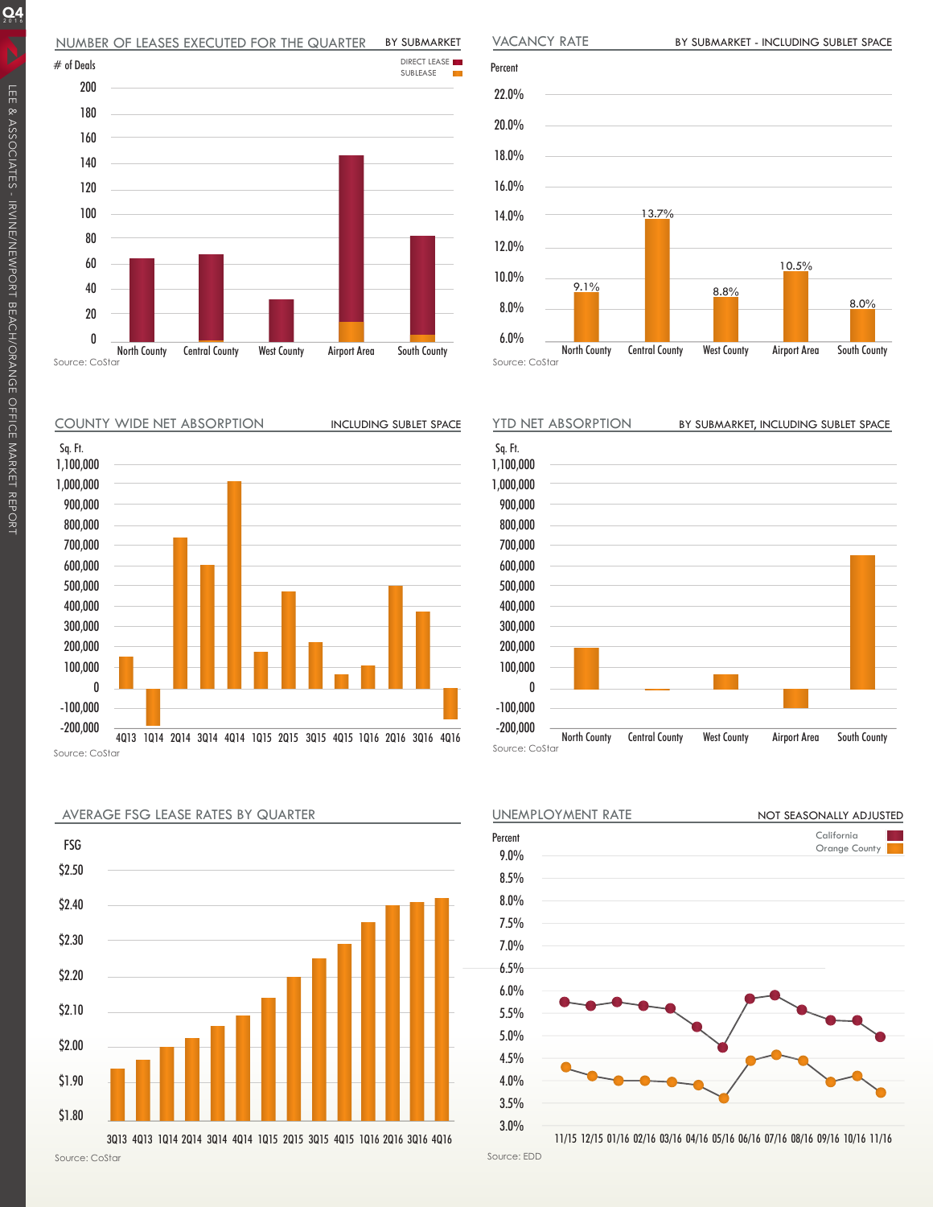## NUMBER OF LEASES EXECUTED FOR THE QUARTER — BY SUBMARKET

# of Deals

DIRECT LEASE / SUBLEASE

North County, Central County, West County, Airport Area, South County

Source: CoStar

## VACANCY RATE — BY SUBMARKET - INCLUDING SUBLET SPACE

Percent

| Submarket | Vacancy Rate |
|---|---|
| North County | 9.1% |
| Central County | 13.7% |
| West County | 8.8% |
| Airport Area | 10.5% |
| South County | 8.0% |

Source: CoStar

## COUNTY WIDE NET ABSORPTION — INCLUDING SUBLET SPACE

Sq. Ft.

4Q13, 1Q14, 2Q14, 3Q14, 4Q14, 1Q15, 2Q15, 3Q15, 4Q15, 1Q16, 2Q16, 3Q16, 4Q16

Source: CoStar

## YTD NET ABSORPTION — BY SUBMARKET, INCLUDING SUBLET SPACE

Sq. Ft.

North County, Central County, West County, Airport Area, South County

Source: CoStar

## AVERAGE FSG LEASE RATES BY QUARTER

FSG

3Q13, 4Q13, 1Q14, 2Q14, 3Q14, 4Q14, 1Q15, 2Q15, 3Q15, 4Q15, 1Q16, 2Q16, 3Q16, 4Q16

Source: CoStar

## UNEMPLOYMENT RATE — NOT SEASONALLY ADJUSTED

Percent

California / Orange County

11/15, 12/15, 01/16, 02/16, 03/16, 04/16, 05/16, 06/16, 07/16, 08/16, 09/16, 10/16, 11/16

Source: EDD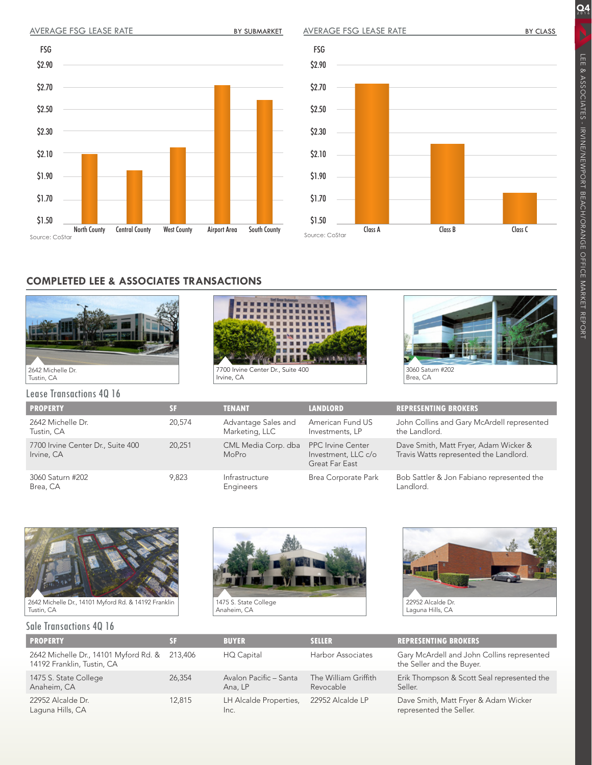## AVERAGE FSG LEASE RATE — BY SUBMARKET

FSG: $1.50 – $2.90

North County · Central County · West County · Airport Area · South County

Source: CoStar

## AVERAGE FSG LEASE RATE — BY CLASS

FSG: $1.50 – $2.90

Class A · Class B · Class C

Source: CoStar

## COMPLETED LEE & ASSOCIATES TRANSACTIONS

2642 Michelle Dr.
Tustin, CA

7700 Irvine Center Dr., Suite 400
Irvine, CA

3060 Saturn #202
Brea, CA

### Lease Transactions 4Q 16

| PROPERTY | SF | TENANT | LANDLORD | REPRESENTING BROKERS |
|---|---|---|---|---|
| 2642 Michelle Dr. Tustin, CA | 20,574 | Advantage Sales and Marketing, LLC | American Fund US Investments, LP | John Collins and Gary McArdell represented the Landlord. |
| 7700 Irvine Center Dr., Suite 400 Irvine, CA | 20,251 | CML Media Corp. dba MoPro | PPC Irvine Center Investment, LLC c/o Great Far East | Dave Smith, Matt Fryer, Adam Wicker & Travis Watts represented the Landlord. |
| 3060 Saturn #202 Brea, CA | 9,823 | Infrastructure Engineers | Brea Corporate Park | Bob Sattler & Jon Fabiano represented the Landlord. |

2642 Michelle Dr., 14101 Myford Rd. & 14192 Franklin
Tustin, CA

1475 S. State College
Anaheim, CA

22952 Alcalde Dr.
Laguna Hills, CA

### Sale Transactions 4Q 16

| PROPERTY | SF | BUYER | SELLER | REPRESENTING BROKERS |
|---|---|---|---|---|
| 2642 Michelle Dr., 14101 Myford Rd. & 14192 Franklin, Tustin, CA | 213,406 | HQ Capital | Harbor Associates | Gary McArdell and John Collins represented the Seller and the Buyer. |
| 1475 S. State College Anaheim, CA | 26,354 | Avalon Pacific – Santa Ana, LP | The William Griffith Revocable | Erik Thompson & Scott Seal represented the Seller. |
| 22952 Alcalde Dr. Laguna Hills, CA | 12,815 | LH Alcalde Properties, Inc. | 22952 Alcalde LP | Dave Smith, Matt Fryer & Adam Wicker represented the Seller. |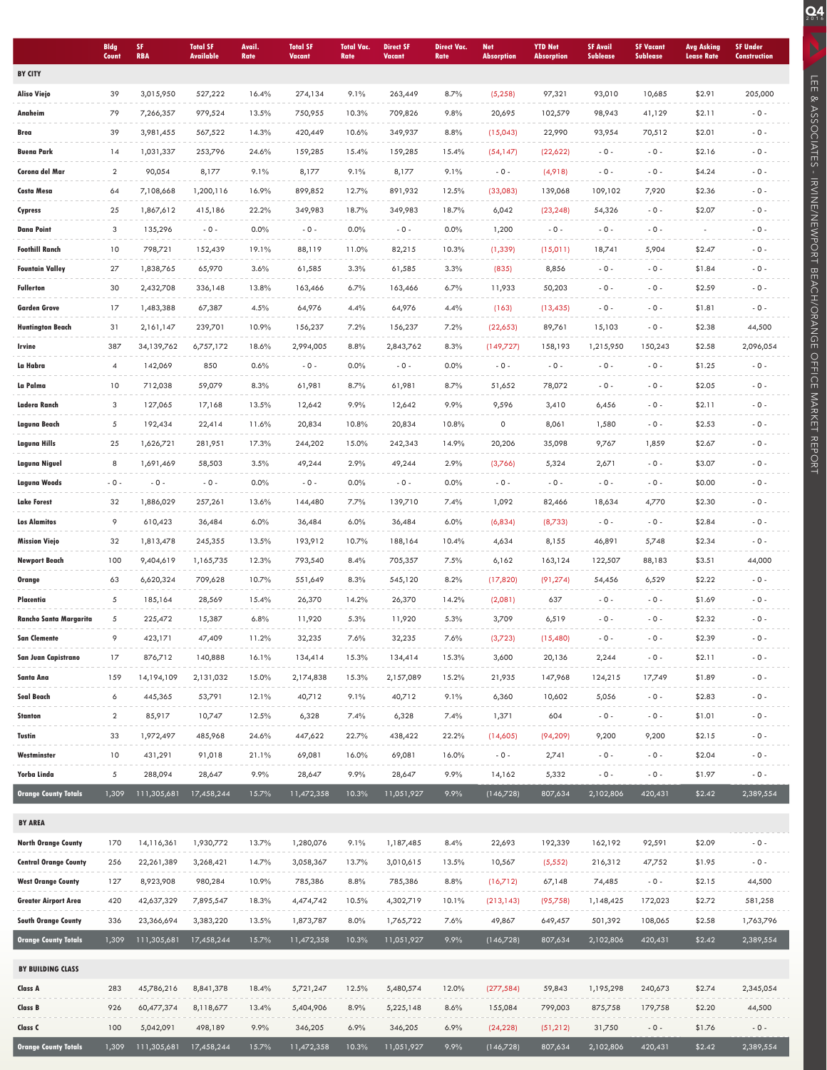| | Bldg Count | SF RBA | Total SF Available | Avail. Rate | Total SF Vacant | Total Vac. Rate | Direct SF Vacant | Direct Vac. Rate | Net Absorption | YTD Net Absorption | SF Avail Sublease | SF Vacant Sublease | Avg Asking Lease Rate | SF Under Construction |
|---|---|---|---|---|---|---|---|---|---|---|---|---|---|---|
| **BY CITY** | | | | | | | | | | | | | | |
| Aliso Viejo | 39 | 3,015,950 | 527,222 | 16.4% | 274,134 | 9.1% | 263,449 | 8.7% | (5,258) | 97,321 | 93,010 | 10,685 | $2.91 | 205,000 |
| Anaheim | 79 | 7,266,357 | 979,524 | 13.5% | 750,955 | 10.3% | 709,826 | 9.8% | 20,695 | 102,579 | 98,943 | 41,129 | $2.11 | - 0 - |
| Brea | 39 | 3,981,455 | 567,522 | 14.3% | 420,449 | 10.6% | 349,937 | 8.8% | (15,043) | 22,990 | 93,954 | 70,512 | $2.01 | - 0 - |
| Buena Park | 14 | 1,031,337 | 253,796 | 24.6% | 159,285 | 15.4% | 159,285 | 15.4% | (54,147) | (22,622) | - 0 - | - 0 - | $2.16 | - 0 - |
| Corona del Mar | 2 | 90,054 | 8,177 | 9.1% | 8,177 | 9.1% | 8,177 | 9.1% | - 0 - | (4,918) | - 0 - | - 0 - | $4.24 | - 0 - |
| Costa Mesa | 64 | 7,108,668 | 1,200,116 | 16.9% | 899,852 | 12.7% | 891,932 | 12.5% | (33,083) | 139,068 | 109,102 | 7,920 | $2.36 | - 0 - |
| Cypress | 25 | 1,867,612 | 415,186 | 22.2% | 349,983 | 18.7% | 349,983 | 18.7% | 6,042 | (23,248) | 54,326 | - 0 - | $2.07 | - 0 - |
| Dana Point | 3 | 135,296 | - 0 - | 0.0% | - 0 - | 0.0% | - 0 - | 0.0% | 1,200 | - 0 - | - 0 - | - 0 - | - | - 0 - |
| Foothill Ranch | 10 | 798,721 | 152,439 | 19.1% | 88,119 | 11.0% | 82,215 | 10.3% | (1,339) | (15,011) | 18,741 | 5,904 | $2.47 | - 0 - |
| Fountain Valley | 27 | 1,838,765 | 65,970 | 3.6% | 61,585 | 3.3% | 61,585 | 3.3% | (835) | 8,856 | - 0 - | - 0 - | $1.84 | - 0 - |
| Fullerton | 30 | 2,432,708 | 336,148 | 13.8% | 163,466 | 6.7% | 163,466 | 6.7% | 11,933 | 50,203 | - 0 - | - 0 - | $2.59 | - 0 - |
| Garden Grove | 17 | 1,483,388 | 67,387 | 4.5% | 64,976 | 4.4% | 64,976 | 4.4% | (163) | (13,435) | - 0 - | - 0 - | $1.81 | - 0 - |
| Huntington Beach | 31 | 2,161,147 | 239,701 | 10.9% | 156,237 | 7.2% | 156,237 | 7.2% | (22,653) | 89,761 | 15,103 | - 0 - | $2.38 | 44,500 |
| Irvine | 387 | 34,139,762 | 6,757,172 | 18.6% | 2,994,005 | 8.8% | 2,843,762 | 8.3% | (149,727) | 158,193 | 1,215,950 | 150,243 | $2.58 | 2,096,054 |
| La Habra | 4 | 142,069 | 850 | 0.6% | - 0 - | 0.0% | - 0 - | 0.0% | - 0 - | - 0 - | - 0 - | - 0 - | $1.25 | - 0 - |
| La Palma | 10 | 712,038 | 59,079 | 8.3% | 61,981 | 8.7% | 61,981 | 8.7% | 51,652 | 78,072 | - 0 - | - 0 - | $2.05 | - 0 - |
| Ladera Ranch | 3 | 127,065 | 17,168 | 13.5% | 12,642 | 9.9% | 12,642 | 9.9% | 9,596 | 3,410 | 6,456 | - 0 - | $2.11 | - 0 - |
| Laguna Beach | 5 | 192,434 | 22,414 | 11.6% | 20,834 | 10.8% | 20,834 | 10.8% | 0 | 8,061 | 1,580 | - 0 - | $2.53 | - 0 - |
| Laguna Hills | 25 | 1,626,721 | 281,951 | 17.3% | 244,202 | 15.0% | 242,343 | 14.9% | 20,206 | 35,098 | 9,767 | 1,859 | $2.67 | - 0 - |
| Laguna Niguel | 8 | 1,691,469 | 58,503 | 3.5% | 49,244 | 2.9% | 49,244 | 2.9% | (3,766) | 5,324 | 2,671 | - 0 - | $3.07 | - 0 - |
| Laguna Woods | - 0 - | - 0 - | - 0 - | 0.0% | - 0 - | 0.0% | - 0 - | 0.0% | - 0 - | - 0 - | - 0 - | - 0 - | $0.00 | - 0 - |
| Lake Forest | 32 | 1,886,029 | 257,261 | 13.6% | 144,480 | 7.7% | 139,710 | 7.4% | 1,092 | 82,466 | 18,634 | 4,770 | $2.30 | - 0 - |
| Los Alamitos | 9 | 610,423 | 36,484 | 6.0% | 36,484 | 6.0% | 36,484 | 6.0% | (6,834) | (8,733) | - 0 - | - 0 - | $2.84 | - 0 - |
| Mission Viejo | 32 | 1,813,478 | 245,355 | 13.5% | 193,912 | 10.7% | 188,164 | 10.4% | 4,634 | 8,155 | 46,891 | 5,748 | $2.34 | - 0 - |
| Newport Beach | 100 | 9,404,619 | 1,165,735 | 12.3% | 793,540 | 8.4% | 705,357 | 7.5% | 6,162 | 163,124 | 122,507 | 88,183 | $3.51 | 44,000 |
| Orange | 63 | 6,620,324 | 709,628 | 10.7% | 551,649 | 8.3% | 545,120 | 8.2% | (17,820) | (91,274) | 54,456 | 6,529 | $2.22 | - 0 - |
| Placentia | 5 | 185,164 | 28,569 | 15.4% | 26,370 | 14.2% | 26,370 | 14.2% | (2,081) | 637 | - 0 - | - 0 - | $1.69 | - 0 - |
| Rancho Santa Margarita | 5 | 225,472 | 15,387 | 6.8% | 11,920 | 5.3% | 11,920 | 5.3% | 3,709 | 6,519 | - 0 - | - 0 - | $2.32 | - 0 - |
| San Clemente | 9 | 423,171 | 47,409 | 11.2% | 32,235 | 7.6% | 32,235 | 7.6% | (3,723) | (15,480) | - 0 - | - 0 - | $2.39 | - 0 - |
| San Juan Capistrano | 17 | 876,712 | 140,888 | 16.1% | 134,414 | 15.3% | 134,414 | 15.3% | 3,600 | 20,136 | 2,244 | - 0 - | $2.11 | - 0 - |
| Santa Ana | 159 | 14,194,109 | 2,131,032 | 15.0% | 2,174,838 | 15.3% | 2,157,089 | 15.2% | 21,935 | 147,968 | 124,215 | 17,749 | $1.89 | - 0 - |
| Seal Beach | 6 | 445,365 | 53,791 | 12.1% | 40,712 | 9.1% | 40,712 | 9.1% | 6,360 | 10,602 | 5,056 | - 0 - | $2.83 | - 0 - |
| Stanton | 2 | 85,917 | 10,747 | 12.5% | 6,328 | 7.4% | 6,328 | 7.4% | 1,371 | 604 | - 0 - | - 0 - | $1.01 | - 0 - |
| Tustin | 33 | 1,972,497 | 485,968 | 24.6% | 447,622 | 22.7% | 438,422 | 22.2% | (14,605) | (94,209) | 9,200 | 9,200 | $2.15 | - 0 - |
| Westminster | 10 | 431,291 | 91,018 | 21.1% | 69,081 | 16.0% | 69,081 | 16.0% | - 0 - | 2,741 | - 0 - | - 0 - | $2.04 | - 0 - |
| Yorba Linda | 5 | 288,094 | 28,647 | 9.9% | 28,647 | 9.9% | 28,647 | 9.9% | 14,162 | 5,332 | - 0 - | - 0 - | $1.97 | - 0 - |
| **Orange County Totals** | 1,309 | 111,305,681 | 17,458,244 | 15.7% | 11,472,358 | 10.3% | 11,051,927 | 9.9% | (146,728) | 807,634 | 2,102,806 | 420,431 | $2.42 | 2,389,554 |
| **BY AREA** | | | | | | | | | | | | | | |
| North Orange County | 170 | 14,116,361 | 1,930,772 | 13.7% | 1,280,076 | 9.1% | 1,187,485 | 8.4% | 22,693 | 192,339 | 162,192 | 92,591 | $2.09 | - 0 - |
| Central Orange County | 256 | 22,261,389 | 3,268,421 | 14.7% | 3,058,367 | 13.7% | 3,010,615 | 13.5% | 10,567 | (5,552) | 216,312 | 47,752 | $1.95 | - 0 - |
| West Orange County | 127 | 8,923,908 | 980,284 | 10.9% | 785,386 | 8.8% | 785,386 | 8.8% | (16,712) | 67,148 | 74,485 | - 0 - | $2.15 | 44,500 |
| Greater Airport Area | 420 | 42,637,329 | 7,895,547 | 18.3% | 4,474,742 | 10.5% | 4,302,719 | 10.1% | (213,143) | (95,758) | 1,148,425 | 172,023 | $2.72 | 581,258 |
| South Orange County | 336 | 23,366,694 | 3,383,220 | 13.5% | 1,873,787 | 8.0% | 1,765,722 | 7.6% | 49,867 | 649,457 | 501,392 | 108,065 | $2.58 | 1,763,796 |
| **Orange County Totals** | 1,309 | 111,305,681 | 17,458,244 | 15.7% | 11,472,358 | 10.3% | 11,051,927 | 9.9% | (146,728) | 807,634 | 2,102,806 | 420,431 | $2.42 | 2,389,554 |
| **BY BUILDING CLASS** | | | | | | | | | | | | | | |
| Class A | 283 | 45,786,216 | 8,841,378 | 18.4% | 5,721,247 | 12.5% | 5,480,574 | 12.0% | (277,584) | 59,843 | 1,195,298 | 240,673 | $2.74 | 2,345,054 |
| Class B | 926 | 60,477,374 | 8,118,677 | 13.4% | 5,404,906 | 8.9% | 5,225,148 | 8.6% | 155,084 | 799,003 | 875,758 | 179,758 | $2.20 | 44,500 |
| Class C | 100 | 5,042,091 | 498,189 | 9.9% | 346,205 | 6.9% | 346,205 | 6.9% | (24,228) | (51,212) | 31,750 | - 0 - | $1.76 | - 0 - |
| **Orange County Totals** | 1,309 | 111,305,681 | 17,458,244 | 15.7% | 11,472,358 | 10.3% | 11,051,927 | 9.9% | (146,728) | 807,634 | 2,102,806 | 420,431 | $2.42 | 2,389,554 |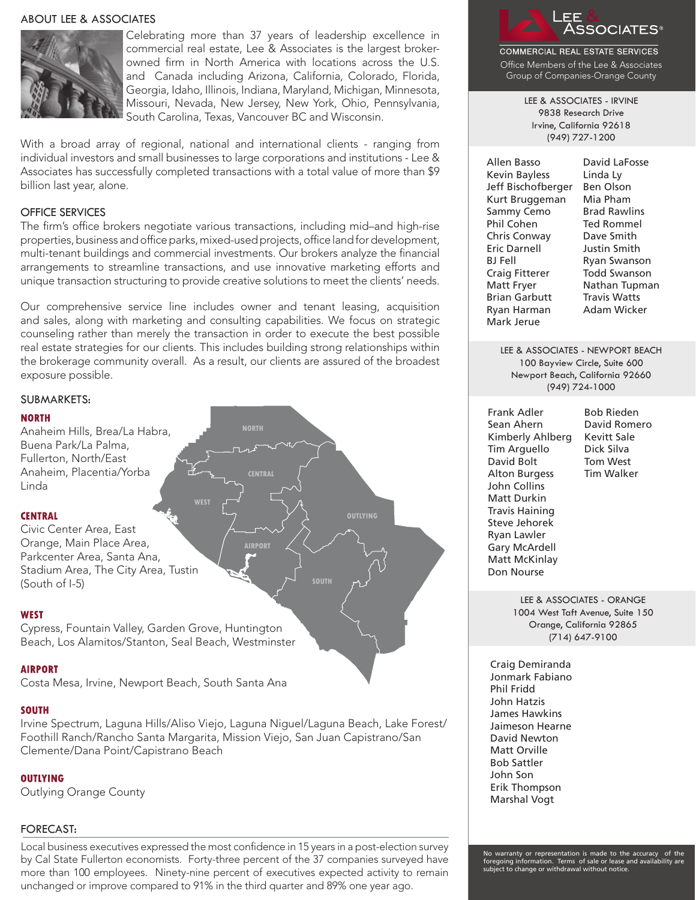## ABOUT LEE & ASSOCIATES

Celebrating more than 37 years of leadership excellence in commercial real estate, Lee & Associates is the largest broker-owned firm in North America with locations across the U.S. and Canada including Arizona, California, Colorado, Florida, Georgia, Idaho, Illinois, Indiana, Maryland, Michigan, Minnesota, Missouri, Nevada, New Jersey, New York, Ohio, Pennsylvania, South Carolina, Texas, Vancouver BC and Wisconsin.

With a broad array of regional, national and international clients - ranging from individual investors and small businesses to large corporations and institutions - Lee & Associates has successfully completed transactions with a total value of more than $9 billion last year, alone.

## OFFICE SERVICES

The firm's office brokers negotiate various transactions, including mid–and high-rise properties, business and office parks, mixed-used projects, office land for development, multi-tenant buildings and commercial investments. Our brokers analyze the financial arrangements to streamline transactions, and use innovative marketing efforts and unique transaction structuring to provide creative solutions to meet the clients' needs.

Our comprehensive service line includes owner and tenant leasing, acquisition and sales, along with marketing and consulting capabilities. We focus on strategic counseling rather than merely the transaction in order to execute the best possible real estate strategies for our clients. This includes building strong relationships within the brokerage community overall. As a result, our clients are assured of the broadest exposure possible.

## SUBMARKETS:

NORTH
CENTRAL
WEST
OUTLYING
AIRPORT
SOUTH

**NORTH**
Anaheim Hills, Brea/La Habra, Buena Park/La Palma, Fullerton, North/East Anaheim, Placentia/Yorba Linda

**CENTRAL**
Civic Center Area, East Orange, Main Place Area, Parkcenter Area, Santa Ana, Stadium Area, The City Area, Tustin (South of I-5)

**WEST**
Cypress, Fountain Valley, Garden Grove, Huntington Beach, Los Alamitos/Stanton, Seal Beach, Westminster

**AIRPORT**
Costa Mesa, Irvine, Newport Beach, South Santa Ana

**SOUTH**
Irvine Spectrum, Laguna Hills/Aliso Viejo, Laguna Niguel/Laguna Beach, Lake Forest/Foothill Ranch/Rancho Santa Margarita, Mission Viejo, San Juan Capistrano/San Clemente/Dana Point/Capistrano Beach

**OUTLYING**
Outlying Orange County

## FORECAST:

Local business executives expressed the most confidence in 15 years in a post-election survey by Cal State Fullerton economists. Forty-three percent of the 37 companies surveyed have more than 100 employees. Ninety-nine percent of executives expected activity to remain unchanged or improve compared to 91% in the third quarter and 89% one year ago.

---

**LEE & ASSOCIATES®**

COMMERCIAL REAL ESTATE SERVICES

Office Members of the Lee & Associates Group of Companies-Orange County

LEE & ASSOCIATES - IRVINE
9838 Research Drive
Irvine, California 92618
(949) 727-1200

Allen Basso
Kevin Bayless
Jeff Bischofberger
Kurt Bruggeman
Sammy Cemo
Phil Cohen
Chris Conway
Eric Darnell
BJ Fell
Craig Fitterer
Matt Fryer
Brian Garbutt
Ryan Harman
Mark Jerue
David LaFosse
Linda Ly
Ben Olson
Mia Pham
Brad Rawlins
Ted Rommel
Dave Smith
Justin Smith
Ryan Swanson
Todd Swanson
Nathan Tupman
Travis Watts
Adam Wicker

LEE & ASSOCIATES - NEWPORT BEACH
100 Bayview Circle, Suite 600
Newport Beach, California 92660
(949) 724-1000

Frank Adler
Sean Ahern
Kimberly Ahlberg
Tim Arguello
David Bolt
Alton Burgess
John Collins
Matt Durkin
Travis Haining
Steve Jehorek
Ryan Lawler
Gary McArdell
Matt McKinlay
Don Nourse
Bob Rieden
David Romero
Kevitt Sale
Dick Silva
Tom West
Tim Walker

LEE & ASSOCIATES - ORANGE
1004 West Taft Avenue, Suite 150
Orange, California 92865
(714) 647-9100

Craig Demiranda
Jonmark Fabiano
Phil Fridd
John Hatzis
James Hawkins
Jaimeson Hearne
David Newton
Matt Orville
Bob Sattler
John Son
Erik Thompson
Marshal Vogt

No warranty or representation is made to the accuracy of the foregoing information. Terms of sale or lease and availability are subject to change or withdrawal without notice.